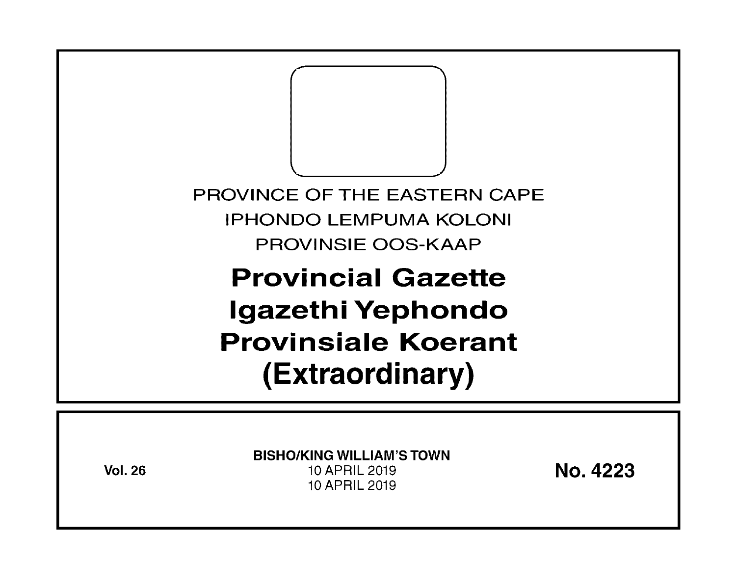PROVINCE OF THE EASTERN CAPE

IPHONDO LEMPUMA KOLONI

PROVINSIE OOS-KAAP

# Provincial Gazette

# Igazethi Yephondo

# Provinsiale Koerant

# (Extraordinary)

**Vol. 26**

**BISHO/KING WILLIAM'S TOWN**

10 APRIL 2019

10 APRIL 2019

**No. 4223**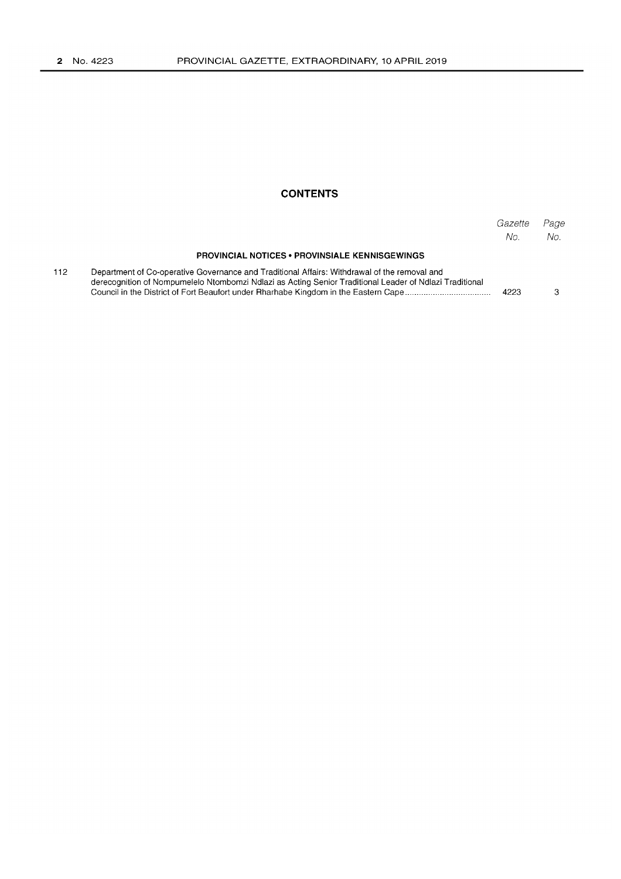## CONTENTS

| | | Gazette No. | Page No. |
|---|---|---|---|
| | **PROVINCIAL NOTICES • PROVINSIALE KENNISGEWINGS** | | |
| 112 | Department of Co-operative Governance and Traditional Affairs: Withdrawal of the removal and derecognition of Nompumelelo Ntombomzi Ndlazi as Acting Senior Traditional Leader of Ndlazi Traditional Council in the District of Fort Beaufort under Rharhabe Kingdom in the Eastern Cape | 4223 | 3 |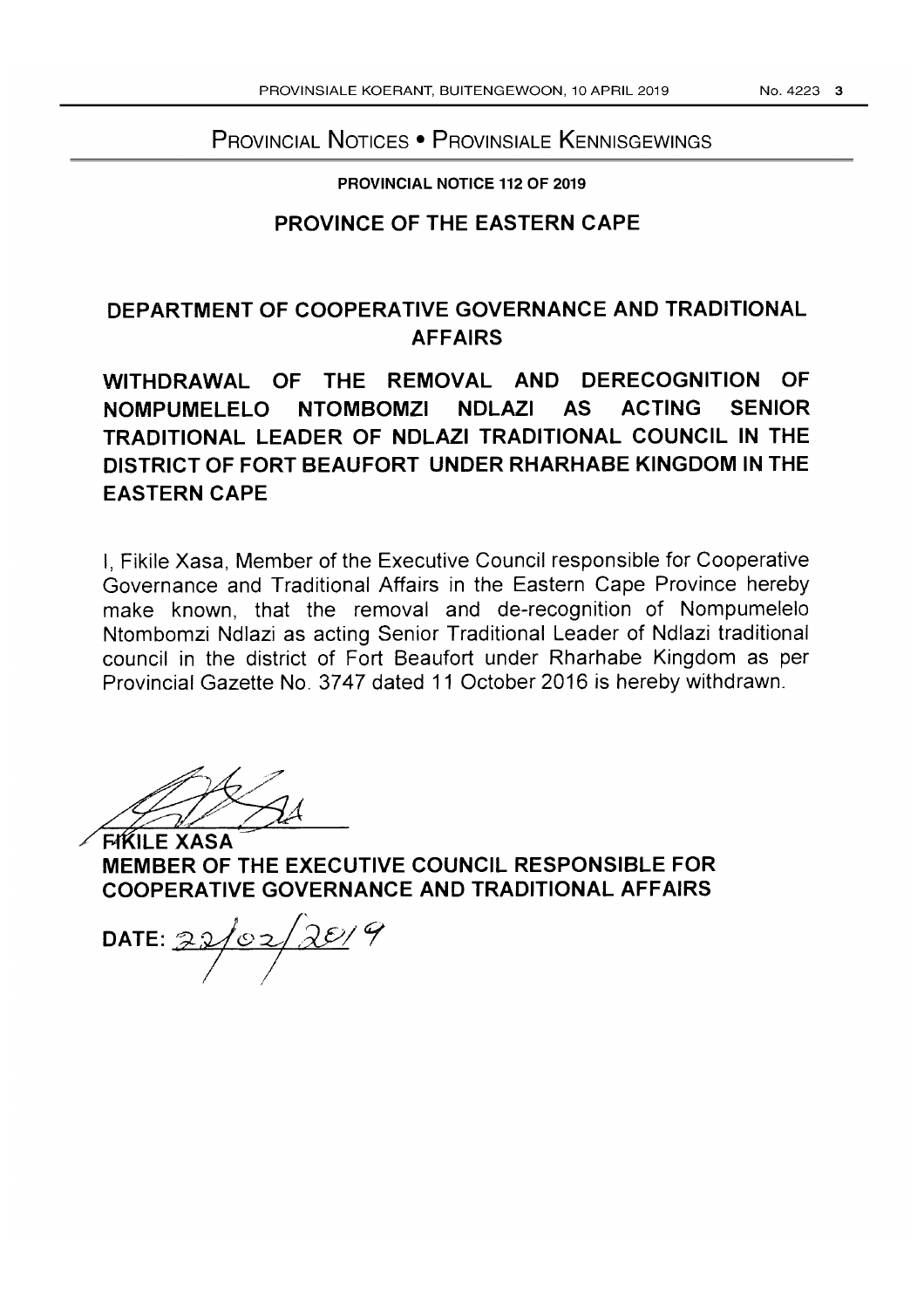# PROVINCIAL NOTICES • PROVINSIALE KENNISGEWINGS

**PROVINCIAL NOTICE 112 OF 2019**

## PROVINCE OF THE EASTERN CAPE

## DEPARTMENT OF COOPERATIVE GOVERNANCE AND TRADITIONAL AFFAIRS

### WITHDRAWAL OF THE REMOVAL AND DERECOGNITION OF NOMPUMELELO NTOMBOMZI NDLAZI AS ACTING SENIOR TRADITIONAL LEADER OF NDLAZI TRADITIONAL COUNCIL IN THE DISTRICT OF FORT BEAUFORT UNDER RHARHABE KINGDOM IN THE EASTERN CAPE

I, Fikile Xasa, Member of the Executive Council responsible for Cooperative Governance and Traditional Affairs in the Eastern Cape Province hereby make known, that the removal and de-recognition of Nompumelelo Ntombomzi Ndlazi as acting Senior Traditional Leader of Ndlazi traditional council in the district of Fort Beaufort under Rharhabe Kingdom as per Provincial Gazette No. 3747 dated 11 October 2016 is hereby withdrawn.

**FIKILE XASA**
**MEMBER OF THE EXECUTIVE COUNCIL RESPONSIBLE FOR COOPERATIVE GOVERNANCE AND TRADITIONAL AFFAIRS**

**DATE:** 22/02/2019